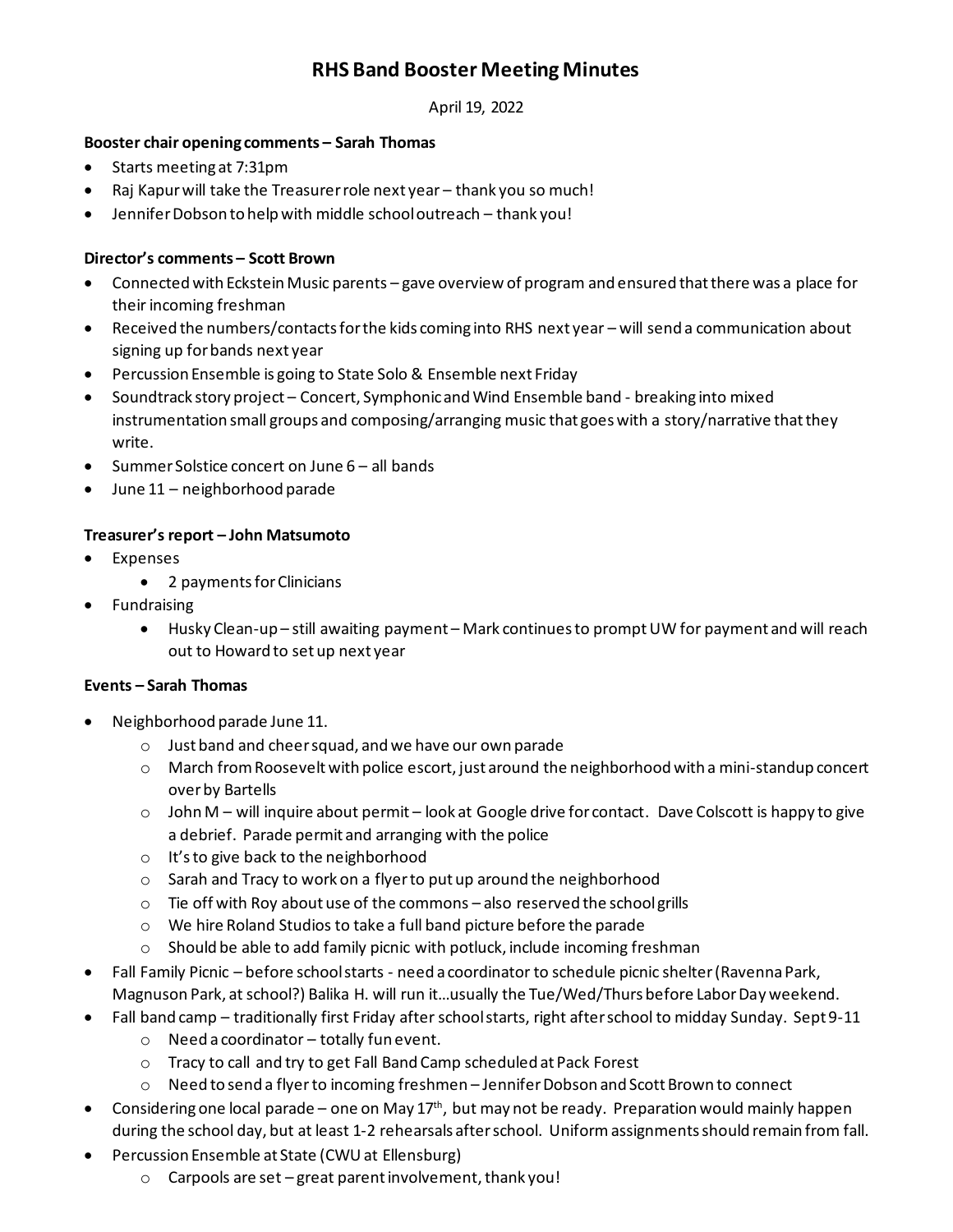# RHS Band Booster Meeting Minutes

April 19, 2022

**Booster chair opening comments – Sarah Thomas**

- Starts meeting at 7:31pm
- Raj Kapur will take the Treasurer role next year – thank you so much!
- Jennifer Dobson to help with middle school outreach – thank you!

**Director's comments – Scott Brown**

- Connected with Eckstein Music parents – gave overview of program and ensured that there was a place for their incoming freshman
- Received the numbers/contacts for the kids coming into RHS next year – will send a communication about signing up for bands next year
- Percussion Ensemble is going to State Solo & Ensemble next Friday
- Soundtrack story project – Concert, Symphonic and Wind Ensemble band - breaking into mixed instrumentation small groups and composing/arranging music that goes with a story/narrative that they write.
- Summer Solstice concert on June 6 – all bands
- June 11 – neighborhood parade

**Treasurer's report – John Matsumoto**

- Expenses
    - 2 payments for Clinicians
- Fundraising
    - Husky Clean-up – still awaiting payment – Mark continues to prompt UW for payment and will reach out to Howard to set up next year

**Events – Sarah Thomas**

- Neighborhood parade June 11.
    - Just band and cheer squad, and we have our own parade
    - March from Roosevelt with police escort, just around the neighborhood with a mini-standup concert over by Bartells
    - John M – will inquire about permit – look at Google drive for contact. Dave Colscott is happy to give a debrief. Parade permit and arranging with the police
    - It's to give back to the neighborhood
    - Sarah and Tracy to work on a flyer to put up around the neighborhood
    - Tie off with Roy about use of the commons – also reserved the school grills
    - We hire Roland Studios to take a full band picture before the parade
    - Should be able to add family picnic with potluck, include incoming freshman
- Fall Family Picnic – before school starts - need a coordinator to schedule picnic shelter (Ravenna Park, Magnuson Park, at school?) Balika H. will run it…usually the Tue/Wed/Thurs before Labor Day weekend.
- Fall band camp – traditionally first Friday after school starts, right after school to midday Sunday. Sept 9-11
    - Need a coordinator – totally fun event.
    - Tracy to call and try to get Fall Band Camp scheduled at Pack Forest
    - Need to send a flyer to incoming freshmen – Jennifer Dobson and Scott Brown to connect
- Considering one local parade – one on May 17th, but may not be ready. Preparation would mainly happen during the school day, but at least 1-2 rehearsals after school. Uniform assignments should remain from fall.
- Percussion Ensemble at State (CWU at Ellensburg)
    - Carpools are set – great parent involvement, thank you!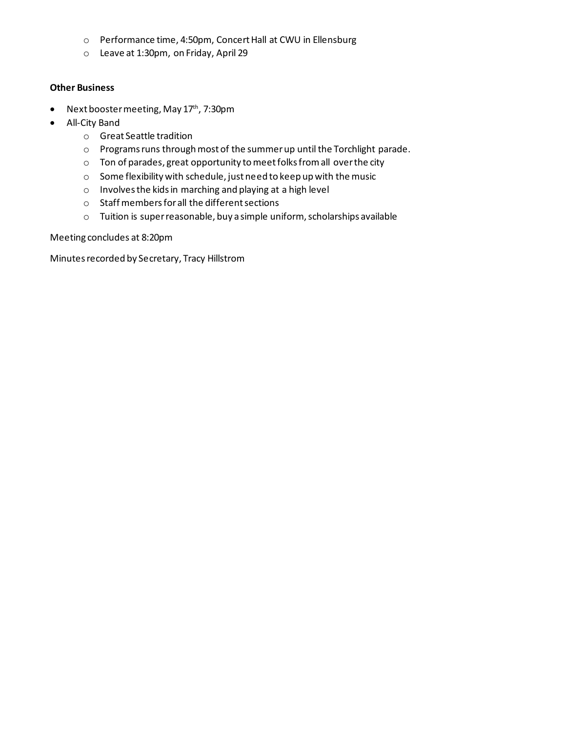- Performance time, 4:50pm, Concert Hall at CWU in Ellensburg
  - Leave at 1:30pm, on Friday, April 29

**Other Business**

- Next booster meeting, May 17th, 7:30pm
- All-City Band
  - Great Seattle tradition
  - Programs runs through most of the summer up until the Torchlight parade.
  - Ton of parades, great opportunity to meet folks from all over the city
  - Some flexibility with schedule, just need to keep up with the music
  - Involves the kids in marching and playing at a high level
  - Staff members for all the different sections
  - Tuition is super reasonable, buy a simple uniform, scholarships available

Meeting concludes at 8:20pm

Minutes recorded by Secretary, Tracy Hillstrom